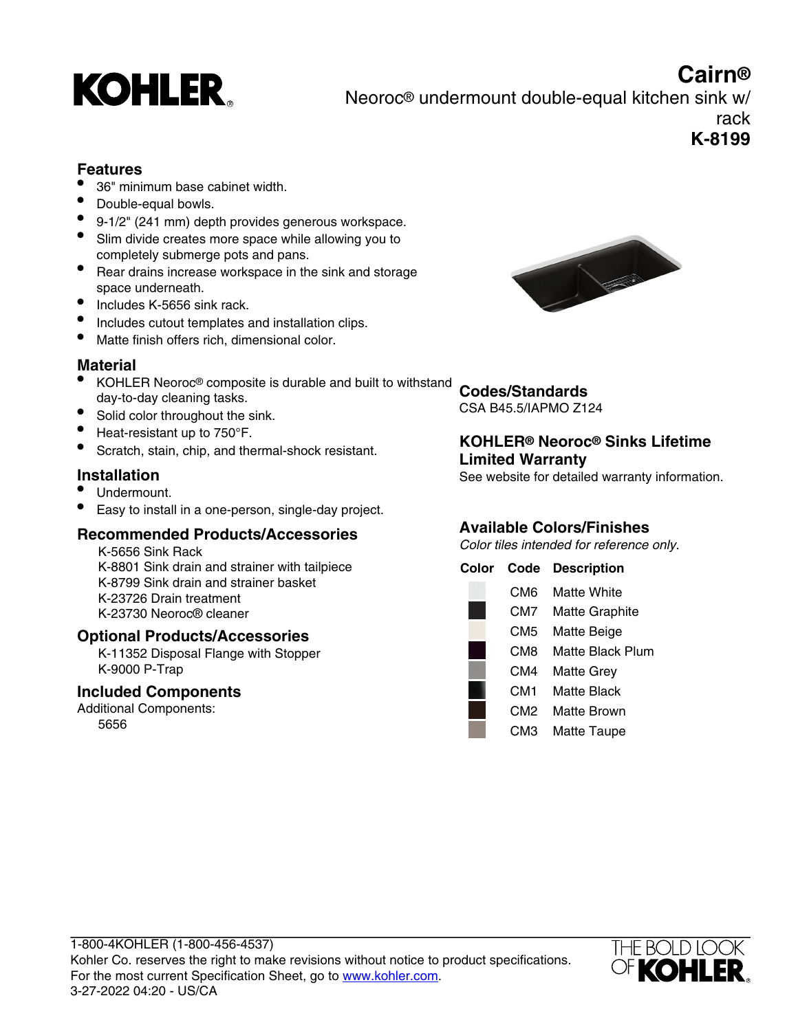# Cairn®

Neoroc® undermount double-equal kitchen sink w/ rack

**K-8199**

## Features

- 36" minimum base cabinet width.
- Double-equal bowls.
- 9-1/2" (241 mm) depth provides generous workspace.
- Slim divide creates more space while allowing you to completely submerge pots and pans.
- Rear drains increase workspace in the sink and storage space underneath.
- Includes K-5656 sink rack.
- Includes cutout templates and installation clips.
- Matte finish offers rich, dimensional color.

## Material

- KOHLER Neoroc® composite is durable and built to withstand day-to-day cleaning tasks.
- Solid color throughout the sink.
- Heat-resistant up to 750°F.
- Scratch, stain, chip, and thermal-shock resistant.

## Installation

- Undermount.
- Easy to install in a one-person, single-day project.

## Recommended Products/Accessories

K-5656 Sink Rack
K-8801 Sink drain and strainer with tailpiece
K-8799 Sink drain and strainer basket
K-23726 Drain treatment
K-23730 Neoroc® cleaner

## Optional Products/Accessories

K-11352 Disposal Flange with Stopper
K-9000 P-Trap

## Included Components

Additional Components:
5656

## Codes/Standards

CSA B45.5/IAPMO Z124

## KOHLER® Neoroc® Sinks Lifetime Limited Warranty

See website for detailed warranty information.

## Available Colors/Finishes

*Color tiles intended for reference only.*

| Color | Code | Description |
|---|---|---|
| | CM6 | Matte White |
| | CM7 | Matte Graphite |
| | CM5 | Matte Beige |
| | CM8 | Matte Black Plum |
| | CM4 | Matte Grey |
| | CM1 | Matte Black |
| | CM2 | Matte Brown |
| | CM3 | Matte Taupe |

1-800-4KOHLER (1-800-456-4537)
Kohler Co. reserves the right to make revisions without notice to product specifications.
For the most current Specification Sheet, go to www.kohler.com.
3-27-2022 04:20 - US/CA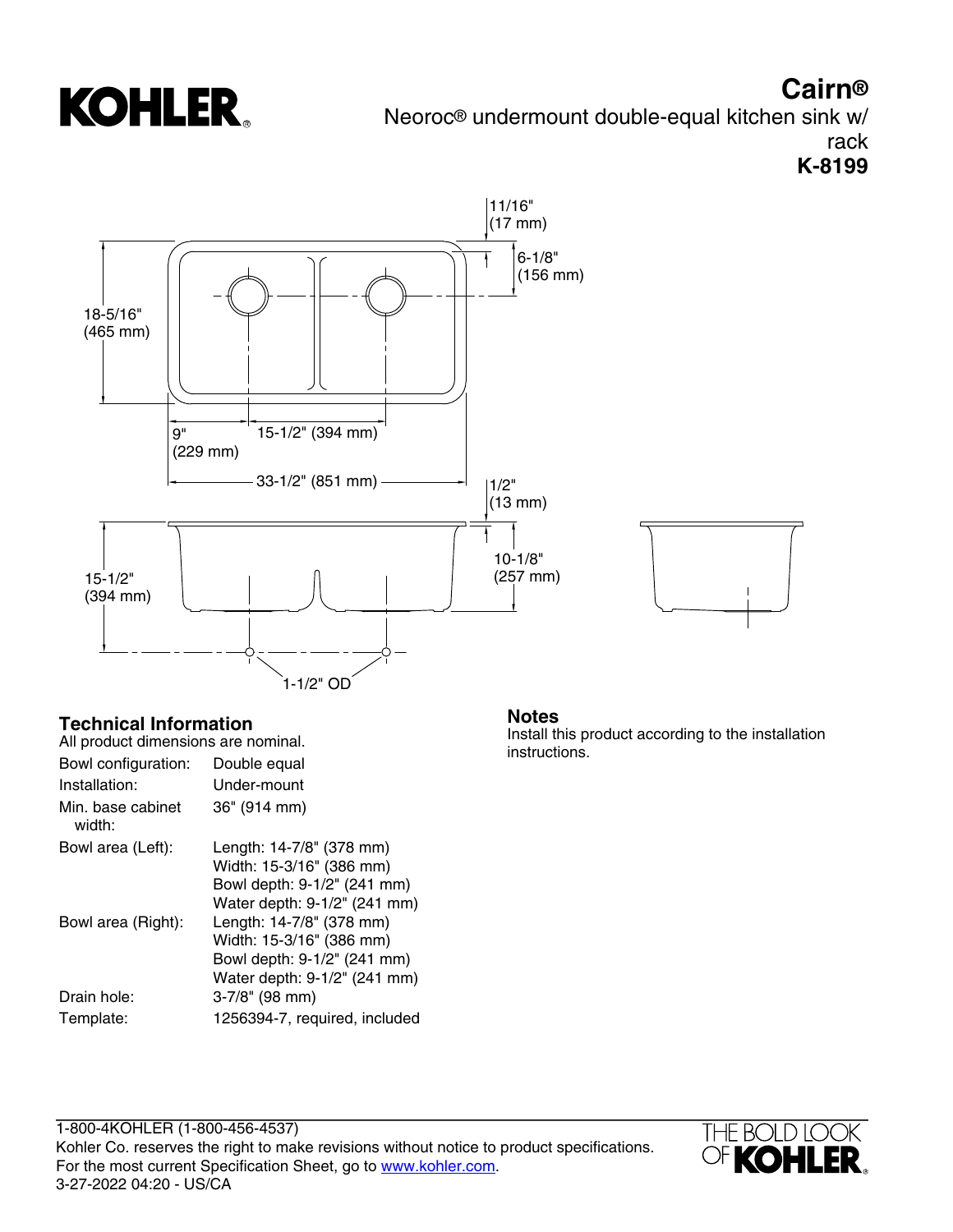# Cairn®

Neoroc® undermount double-equal kitchen sink w/ rack

**K-8199**

11/16" (17 mm)

6-1/8" (156 mm)

18-5/16" (465 mm)

9" (229 mm)

15-1/2" (394 mm)

33-1/2" (851 mm)

1/2" (13 mm)

10-1/8" (257 mm)

15-1/2" (394 mm)

1-1/2" OD

## Technical Information

All product dimensions are nominal.

| | |
|---|---|
| Bowl configuration: | Double equal |
| Installation: | Under-mount |
| Min. base cabinet width: | 36" (914 mm) |
| Bowl area (Left): | Length: 14-7/8" (378 mm)<br>Width: 15-3/16" (386 mm)<br>Bowl depth: 9-1/2" (241 mm)<br>Water depth: 9-1/2" (241 mm) |
| Bowl area (Right): | Length: 14-7/8" (378 mm)<br>Width: 15-3/16" (386 mm)<br>Bowl depth: 9-1/2" (241 mm)<br>Water depth: 9-1/2" (241 mm) |
| Drain hole: | 3-7/8" (98 mm) |
| Template: | 1256394-7, required, included |

## Notes

Install this product according to the installation instructions.

1-800-4KOHLER (1-800-456-4537)
Kohler Co. reserves the right to make revisions without notice to product specifications.
For the most current Specification Sheet, go to www.kohler.com.
3-27-2022 04:20 - US/CA